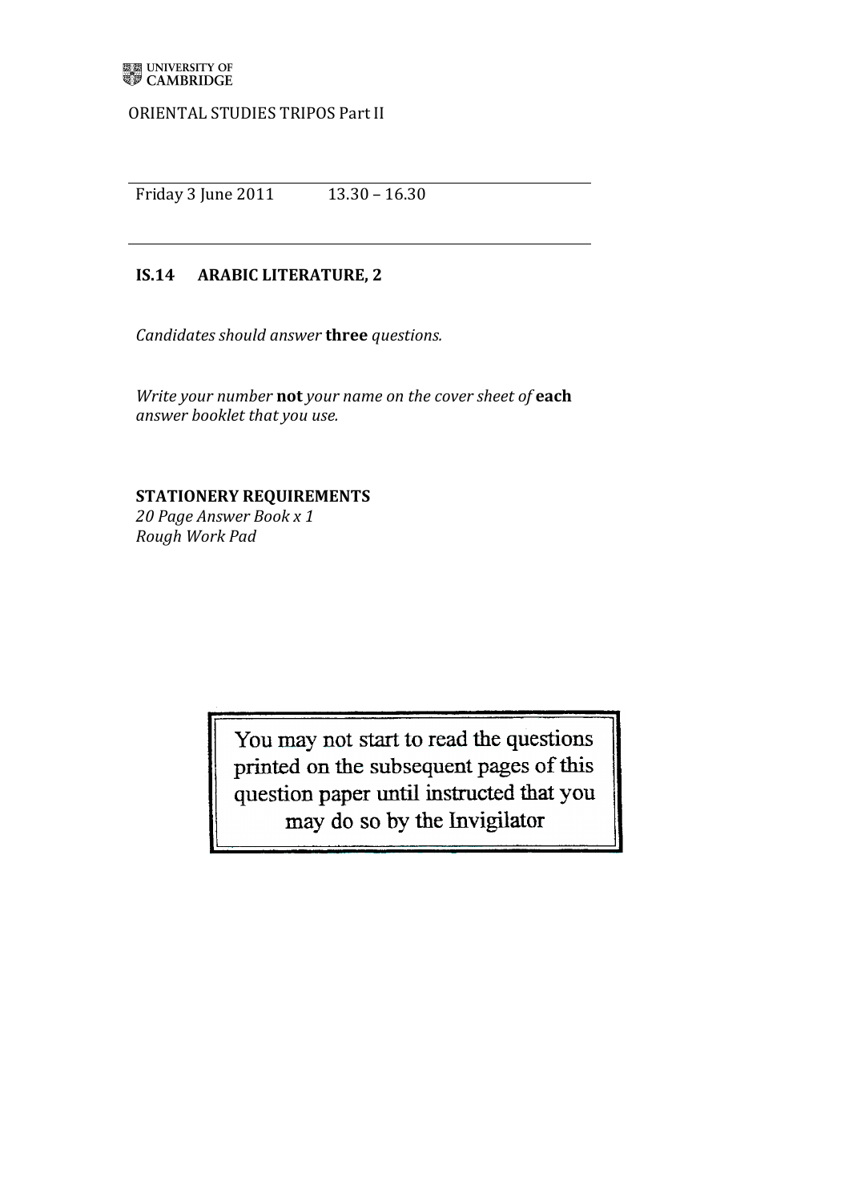UNIVERSITY OF CAMBRIDGE

ORIENTAL STUDIES TRIPOS Part II

Friday 3 June 2011 13.30 – 16.30

**IS.14 ARABIC LITERATURE, 2**

*Candidates should answer* **three** *questions.*

*Write your number* **not** *your name on the cover sheet of* **each** *answer booklet that you use.*

**STATIONERY REQUIREMENTS**
*20 Page Answer Book x 1*
*Rough Work Pad*

You may not start to read the questions printed on the subsequent pages of this question paper until instructed that you may do so by the Invigilator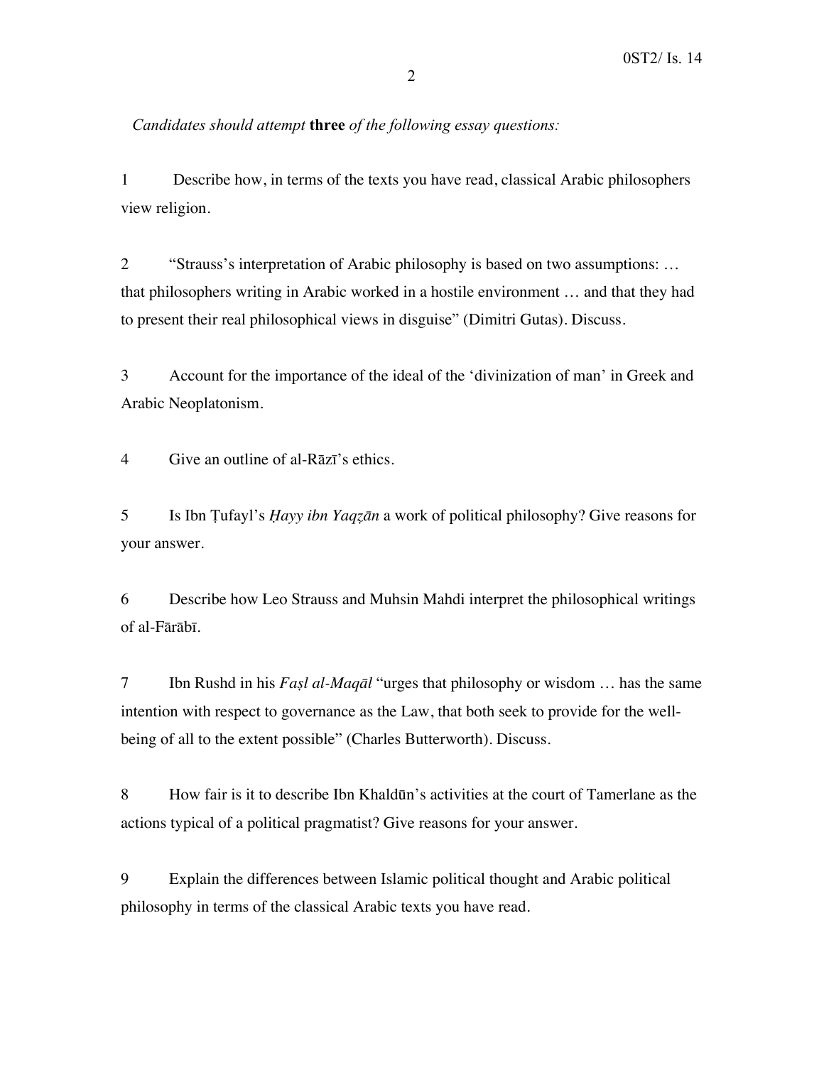*Candidates should attempt* **three** *of the following essay questions:*

1 Describe how, in terms of the texts you have read, classical Arabic philosophers view religion.

2 "Strauss's interpretation of Arabic philosophy is based on two assumptions: … that philosophers writing in Arabic worked in a hostile environment … and that they had to present their real philosophical views in disguise" (Dimitri Gutas). Discuss.

3 Account for the importance of the ideal of the 'divinization of man' in Greek and Arabic Neoplatonism.

4 Give an outline of al-Rāzī's ethics.

5 Is Ibn Ṭufayl's *Ḥayy ibn Yaqẓān* a work of political philosophy? Give reasons for your answer.

6 Describe how Leo Strauss and Muhsin Mahdi interpret the philosophical writings of al-Fārābī.

7 Ibn Rushd in his *Faṣl al-Maqāl* "urges that philosophy or wisdom … has the same intention with respect to governance as the Law, that both seek to provide for the well-being of all to the extent possible" (Charles Butterworth). Discuss.

8 How fair is it to describe Ibn Khaldūn's activities at the court of Tamerlane as the actions typical of a political pragmatist? Give reasons for your answer.

9 Explain the differences between Islamic political thought and Arabic political philosophy in terms of the classical Arabic texts you have read.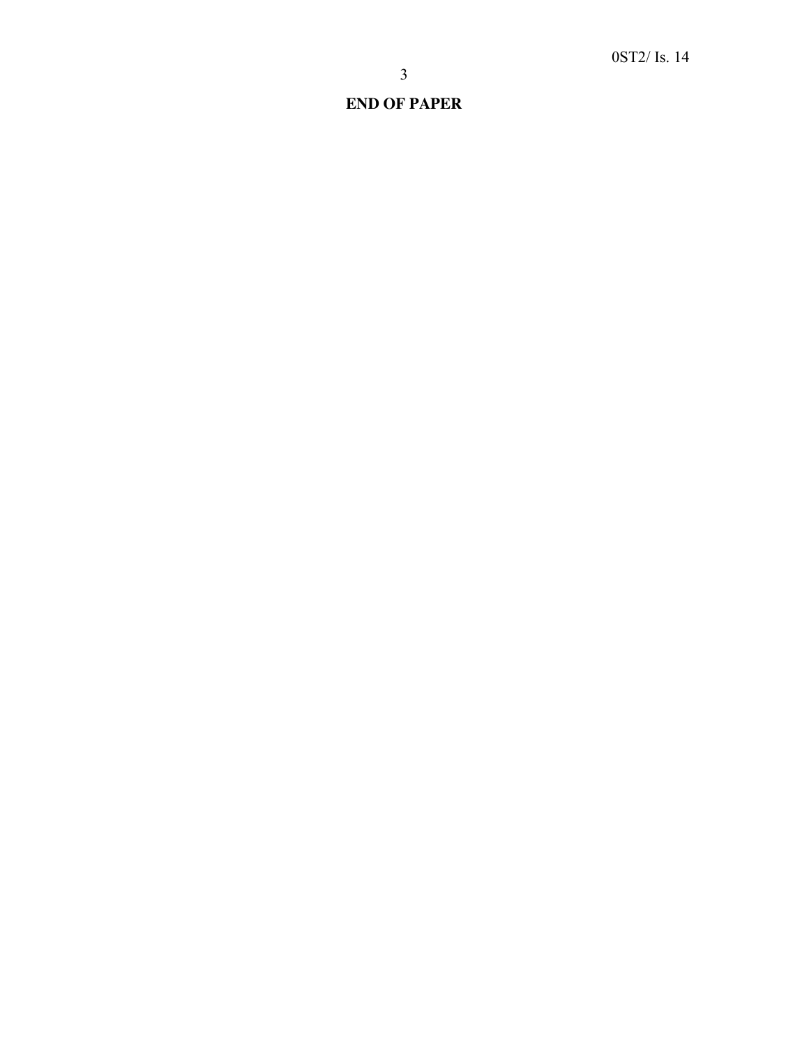**END OF PAPER**